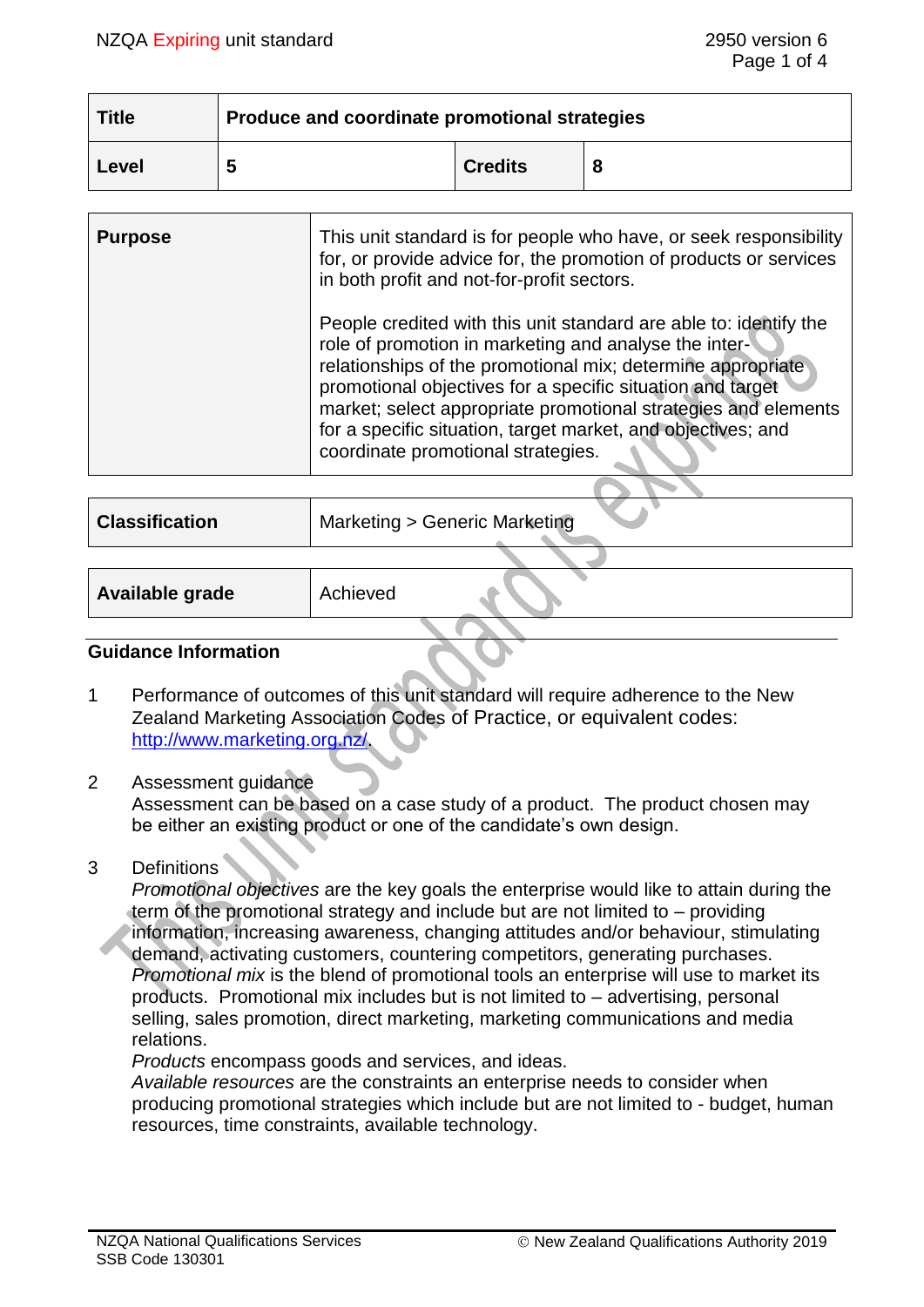| Title | Produce and coordinate promotional strategies | | |
|---|---|---|---|
| Level | 5 | Credits | 8 |

| Purpose | This unit standard is for people who have, or seek responsibility for, or provide advice for, the promotion of products or services in both profit and not-for-profit sectors.<br><br>People credited with this unit standard are able to: identify the role of promotion in marketing and analyse the inter-relationships of the promotional mix; determine appropriate promotional objectives for a specific situation and target market; select appropriate promotional strategies and elements for a specific situation, target market, and objectives; and coordinate promotional strategies. |
|---|---|

| Classification | Marketing > Generic Marketing |
|---|---|

| Available grade | Achieved |
|---|---|

## Guidance Information

1. Performance of outcomes of this unit standard will require adherence to the New Zealand Marketing Association Codes of Practice, or equivalent codes: http://www.marketing.org.nz/.

2. Assessment guidance
   Assessment can be based on a case study of a product. The product chosen may be either an existing product or one of the candidate's own design.

3. Definitions
   *Promotional objectives* are the key goals the enterprise would like to attain during the term of the promotional strategy and include but are not limited to – providing information, increasing awareness, changing attitudes and/or behaviour, stimulating demand, activating customers, countering competitors, generating purchases.
   *Promotional mix* is the blend of promotional tools an enterprise will use to market its products. Promotional mix includes but is not limited to – advertising, personal selling, sales promotion, direct marketing, marketing communications and media relations.
   *Products* encompass goods and services, and ideas.
   *Available resources* are the constraints an enterprise needs to consider when producing promotional strategies which include but are not limited to - budget, human resources, time constraints, available technology.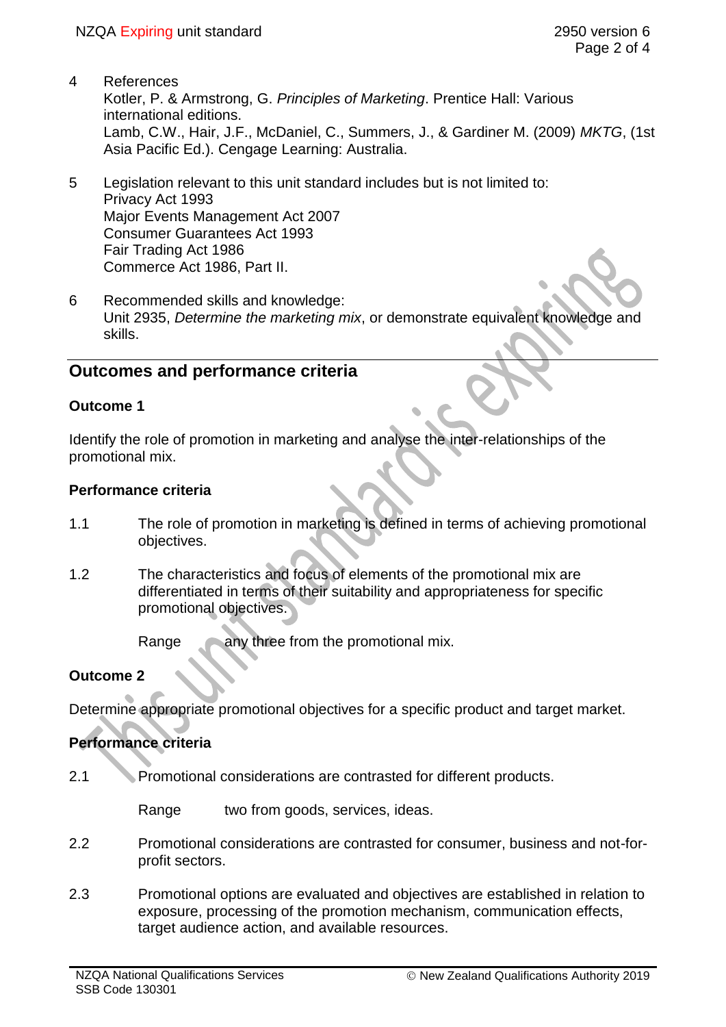4 References
Kotler, P. & Armstrong, G. *Principles of Marketing*. Prentice Hall: Various international editions.
Lamb, C.W., Hair, J.F., McDaniel, C., Summers, J., & Gardiner M. (2009) *MKTG*, (1st Asia Pacific Ed.). Cengage Learning: Australia.

5 Legislation relevant to this unit standard includes but is not limited to:
Privacy Act 1993
Major Events Management Act 2007
Consumer Guarantees Act 1993
Fair Trading Act 1986
Commerce Act 1986, Part II.

6 Recommended skills and knowledge:
Unit 2935, *Determine the marketing mix*, or demonstrate equivalent knowledge and skills.

## Outcomes and performance criteria

### Outcome 1

Identify the role of promotion in marketing and analyse the inter-relationships of the promotional mix.

### Performance criteria

1.1 The role of promotion in marketing is defined in terms of achieving promotional objectives.

1.2 The characteristics and focus of elements of the promotional mix are differentiated in terms of their suitability and appropriateness for specific promotional objectives.

Range any three from the promotional mix.

### Outcome 2

Determine appropriate promotional objectives for a specific product and target market.

### Performance criteria

2.1 Promotional considerations are contrasted for different products.

Range two from goods, services, ideas.

2.2 Promotional considerations are contrasted for consumer, business and not-for-profit sectors.

2.3 Promotional options are evaluated and objectives are established in relation to exposure, processing of the promotion mechanism, communication effects, target audience action, and available resources.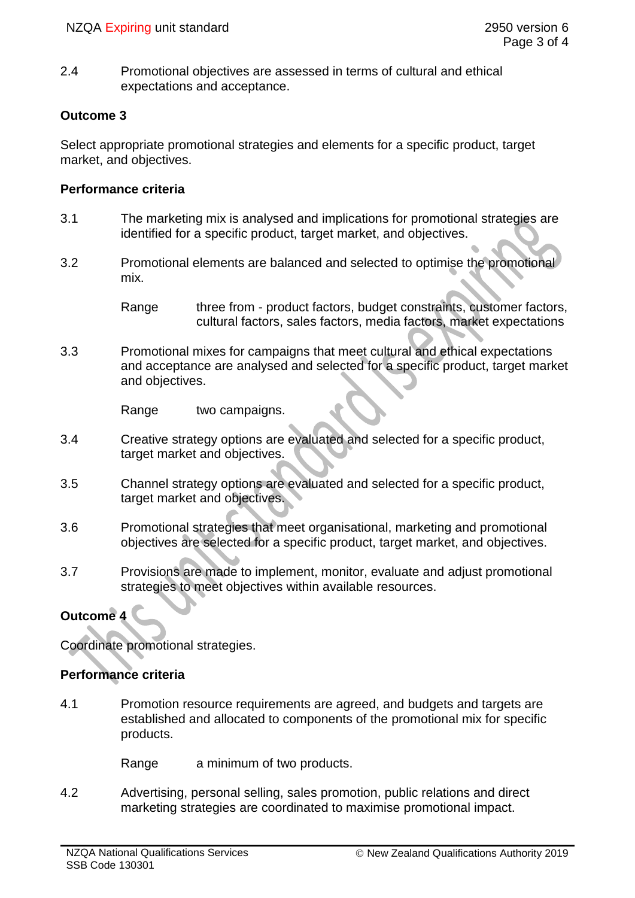2.4 Promotional objectives are assessed in terms of cultural and ethical expectations and acceptance.

## Outcome 3

Select appropriate promotional strategies and elements for a specific product, target market, and objectives.

### Performance criteria

3.1 The marketing mix is analysed and implications for promotional strategies are identified for a specific product, target market, and objectives.

3.2 Promotional elements are balanced and selected to optimise the promotional mix.

Range three from - product factors, budget constraints, customer factors, cultural factors, sales factors, media factors, market expectations

3.3 Promotional mixes for campaigns that meet cultural and ethical expectations and acceptance are analysed and selected for a specific product, target market and objectives.

Range two campaigns.

3.4 Creative strategy options are evaluated and selected for a specific product, target market and objectives.

3.5 Channel strategy options are evaluated and selected for a specific product, target market and objectives.

3.6 Promotional strategies that meet organisational, marketing and promotional objectives are selected for a specific product, target market, and objectives.

3.7 Provisions are made to implement, monitor, evaluate and adjust promotional strategies to meet objectives within available resources.

## Outcome 4

Coordinate promotional strategies.

### Performance criteria

4.1 Promotion resource requirements are agreed, and budgets and targets are established and allocated to components of the promotional mix for specific products.

Range a minimum of two products.

4.2 Advertising, personal selling, sales promotion, public relations and direct marketing strategies are coordinated to maximise promotional impact.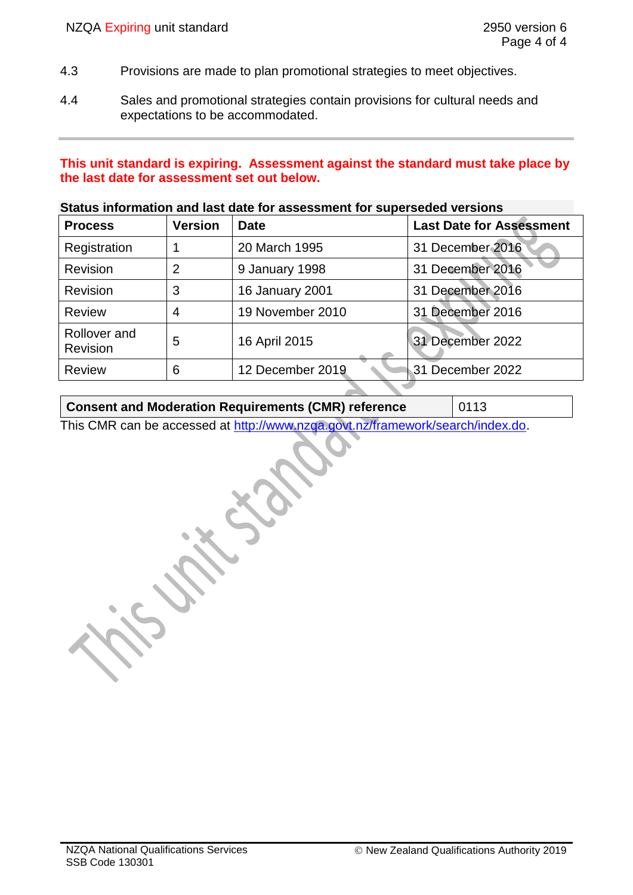4.3 Provisions are made to plan promotional strategies to meet objectives.

4.4 Sales and promotional strategies contain provisions for cultural needs and expectations to be accommodated.

---

**This unit standard is expiring. Assessment against the standard must take place by the last date for assessment set out below.**

**Status information and last date for assessment for superseded versions**

| Process | Version | Date | Last Date for Assessment |
|---|---|---|---|
| Registration | 1 | 20 March 1995 | 31 December 2016 |
| Revision | 2 | 9 January 1998 | 31 December 2016 |
| Revision | 3 | 16 January 2001 | 31 December 2016 |
| Review | 4 | 19 November 2010 | 31 December 2016 |
| Rollover and Revision | 5 | 16 April 2015 | 31 December 2022 |
| Review | 6 | 12 December 2019 | 31 December 2022 |

| Consent and Moderation Requirements (CMR) reference | 0113 |
|---|---|

This CMR can be accessed at http://www.nzqa.govt.nz/framework/search/index.do.